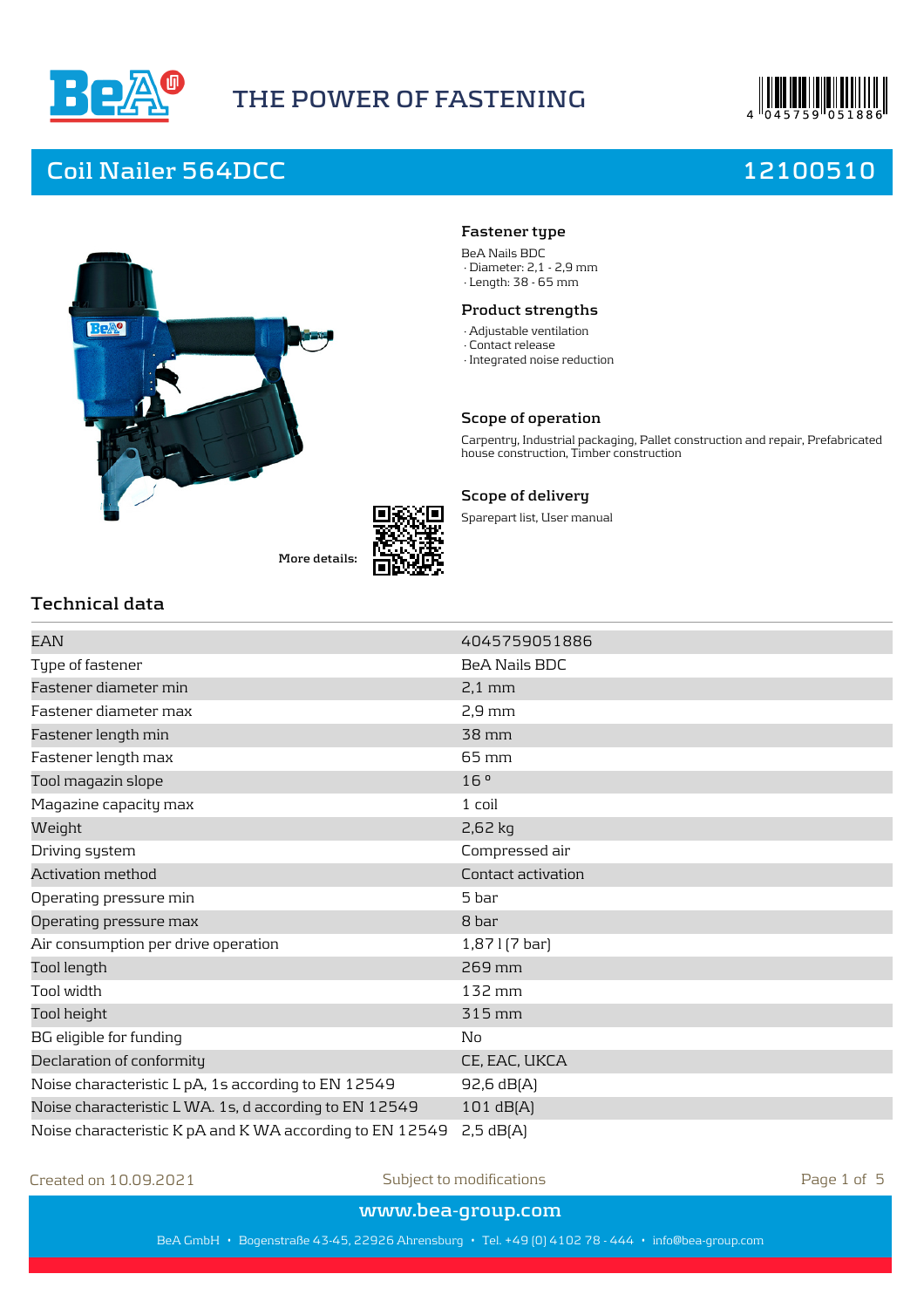THE POWER OF FASTENING

# Coil Nailer 564DCC

**12100510**

### Fastener type

BeA Nails BDC
· Diameter: 2,1 - 2,9 mm
· Length: 38 - 65 mm

### Product strengths

· Adjustable ventilation
· Contact release
· Integrated noise reduction

### Scope of operation

Carpentry, Industrial packaging, Pallet construction and repair, Prefabricated house construction, Timber construction

### Scope of delivery

Sparepart list, User manual

More details:

## Technical data

| | |
|---|---|
| EAN | 4045759051886 |
| Type of fastener | BeA Nails BDC |
| Fastener diameter min | 2,1 mm |
| Fastener diameter max | 2,9 mm |
| Fastener length min | 38 mm |
| Fastener length max | 65 mm |
| Tool magazin slope | 16 ° |
| Magazine capacity max | 1 coil |
| Weight | 2,62 kg |
| Driving system | Compressed air |
| Activation method | Contact activation |
| Operating pressure min | 5 bar |
| Operating pressure max | 8 bar |
| Air consumption per drive operation | 1,87 l (7 bar) |
| Tool length | 269 mm |
| Tool width | 132 mm |
| Tool height | 315 mm |
| BG eligible for funding | No |
| Declaration of conformity | CE, EAC, UKCA |
| Noise characteristic L pA, 1s according to EN 12549 | 92,6 dB(A) |
| Noise characteristic L WA. 1s, d according to EN 12549 | 101 dB(A) |
| Noise characteristic K pA and K WA according to EN 12549 | 2,5 dB(A) |

Created on 10.09.2021 Subject to modifications

www.bea-group.com

BeA GmbH • Bogenstraße 43-45, 22926 Ahrensburg • Tel. +49 (0) 4102 78 - 444 • info@bea-group.com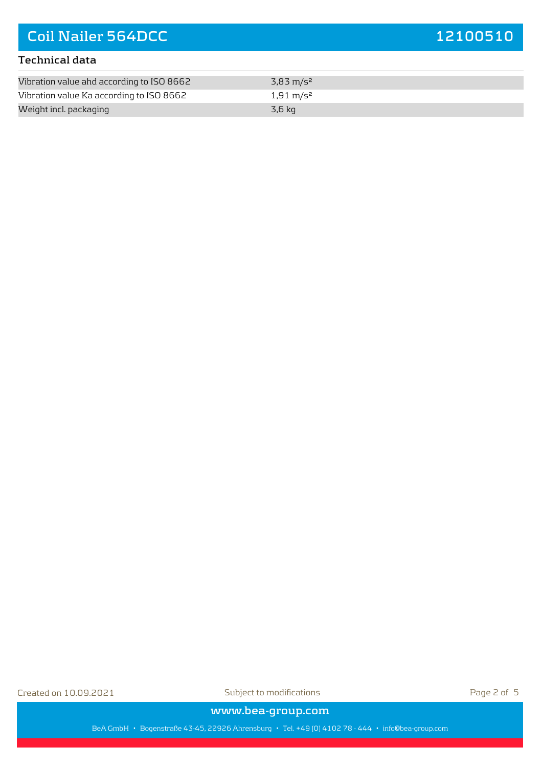## Technical data

| | |
|---|---|
| Vibration value ahd according to ISO 8662 | 3,83 m/s² |
| Vibration value Ka according to ISO 8662 | 1,91 m/s² |
| Weight incl. packaging | 3,6 kg |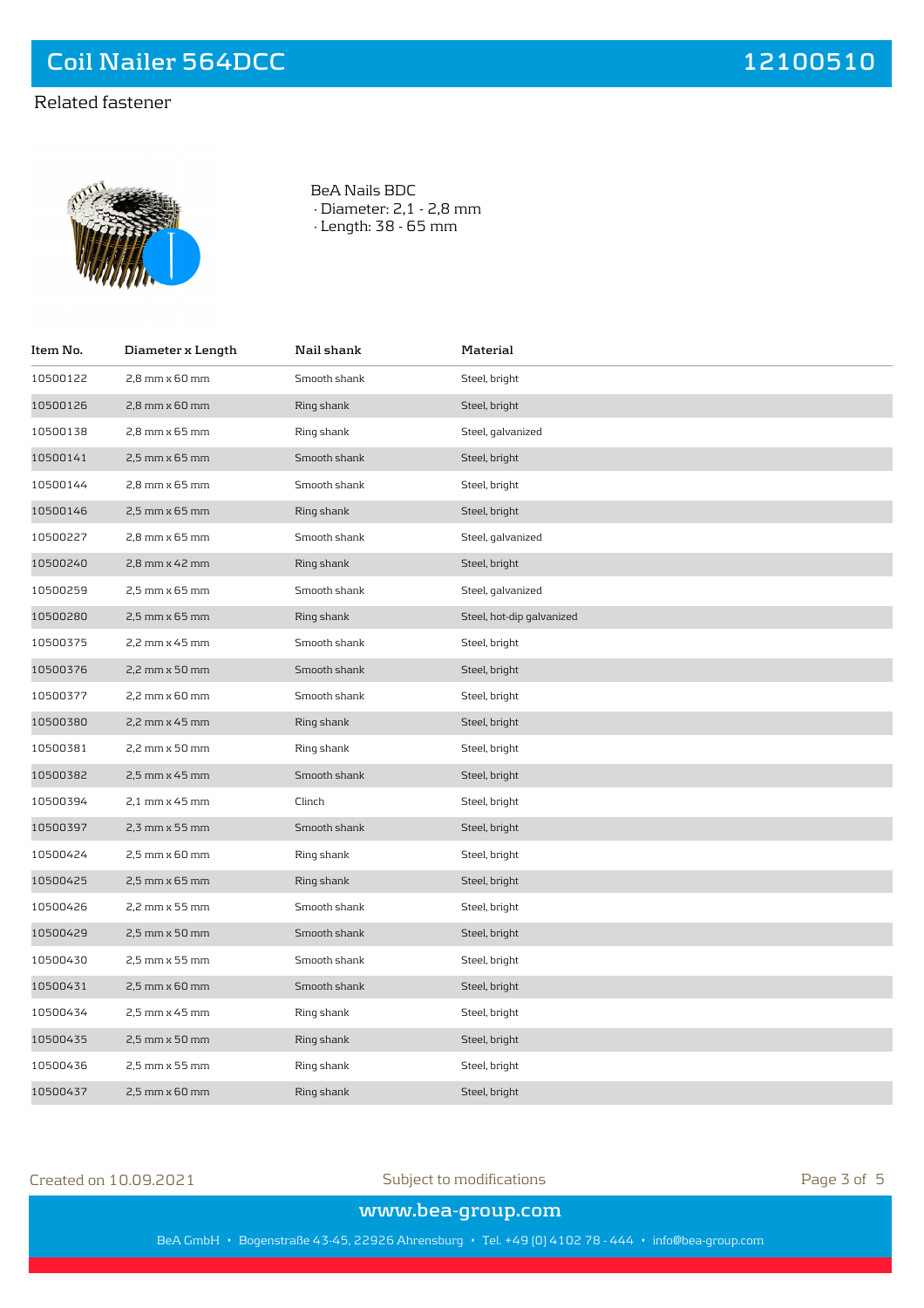# Coil Nailer 564DCC

12100510

## Related fastener

BeA Nails BDC
· Diameter: 2,1 - 2,8 mm
· Length: 38 - 65 mm

| Item No. | Diameter x Length | Nail shank | Material |
|---|---|---|---|
| 10500122 | 2,8 mm x 60 mm | Smooth shank | Steel, bright |
| 10500126 | 2,8 mm x 60 mm | Ring shank | Steel, bright |
| 10500138 | 2,8 mm x 65 mm | Ring shank | Steel, galvanized |
| 10500141 | 2,5 mm x 65 mm | Smooth shank | Steel, bright |
| 10500144 | 2,8 mm x 65 mm | Smooth shank | Steel, bright |
| 10500146 | 2,5 mm x 65 mm | Ring shank | Steel, bright |
| 10500227 | 2,8 mm x 65 mm | Smooth shank | Steel, galvanized |
| 10500240 | 2,8 mm x 42 mm | Ring shank | Steel, bright |
| 10500259 | 2,5 mm x 65 mm | Smooth shank | Steel, galvanized |
| 10500280 | 2,5 mm x 65 mm | Ring shank | Steel, hot-dip galvanized |
| 10500375 | 2,2 mm x 45 mm | Smooth shank | Steel, bright |
| 10500376 | 2,2 mm x 50 mm | Smooth shank | Steel, bright |
| 10500377 | 2,2 mm x 60 mm | Smooth shank | Steel, bright |
| 10500380 | 2,2 mm x 45 mm | Ring shank | Steel, bright |
| 10500381 | 2,2 mm x 50 mm | Ring shank | Steel, bright |
| 10500382 | 2,5 mm x 45 mm | Smooth shank | Steel, bright |
| 10500394 | 2,1 mm x 45 mm | Clinch | Steel, bright |
| 10500397 | 2,3 mm x 55 mm | Smooth shank | Steel, bright |
| 10500424 | 2,5 mm x 60 mm | Ring shank | Steel, bright |
| 10500425 | 2,5 mm x 65 mm | Ring shank | Steel, bright |
| 10500426 | 2,2 mm x 55 mm | Smooth shank | Steel, bright |
| 10500429 | 2,5 mm x 50 mm | Smooth shank | Steel, bright |
| 10500430 | 2,5 mm x 55 mm | Smooth shank | Steel, bright |
| 10500431 | 2,5 mm x 60 mm | Smooth shank | Steel, bright |
| 10500434 | 2,5 mm x 45 mm | Ring shank | Steel, bright |
| 10500435 | 2,5 mm x 50 mm | Ring shank | Steel, bright |
| 10500436 | 2,5 mm x 55 mm | Ring shank | Steel, bright |
| 10500437 | 2,5 mm x 60 mm | Ring shank | Steel, bright |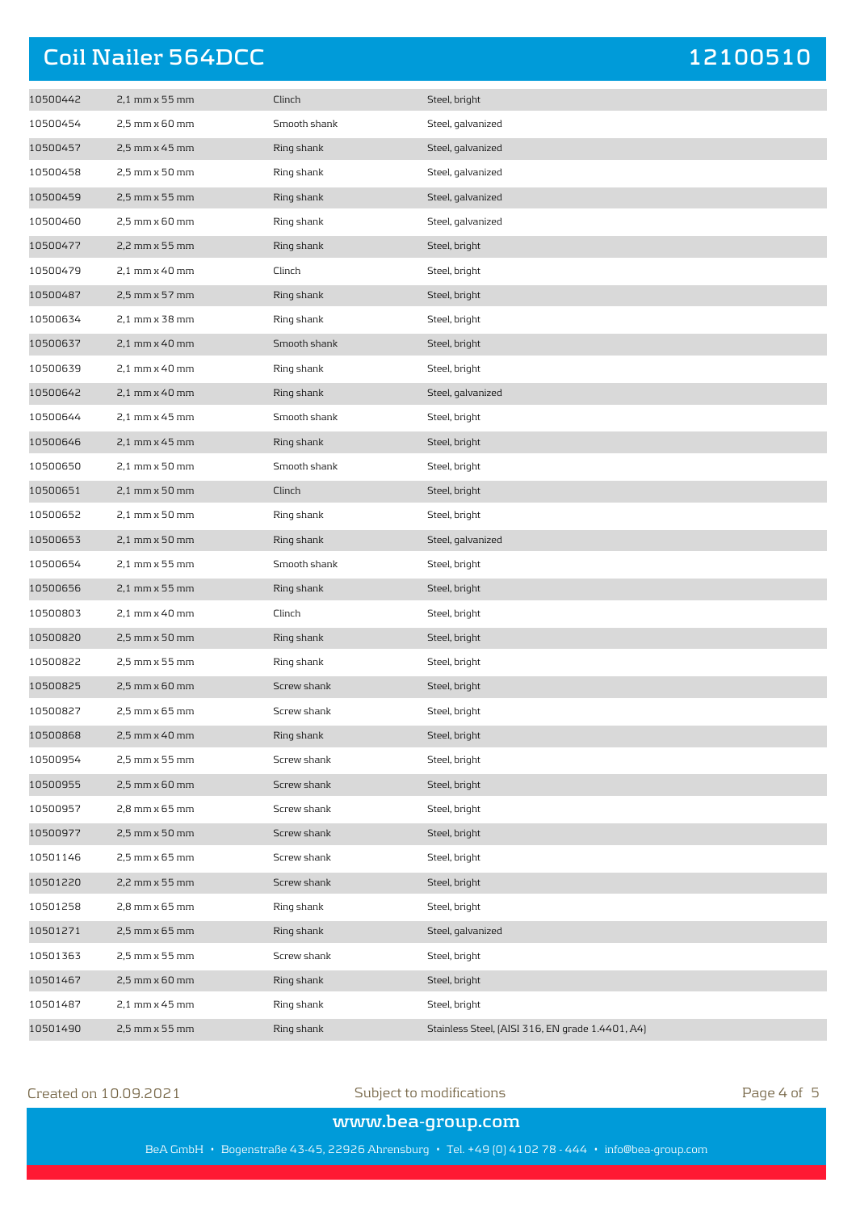| | | | |
|---|---|---|---|
| 10500442 | 2,1 mm x 55 mm | Clinch | Steel, bright |
| 10500454 | 2,5 mm x 60 mm | Smooth shank | Steel, galvanized |
| 10500457 | 2,5 mm x 45 mm | Ring shank | Steel, galvanized |
| 10500458 | 2,5 mm x 50 mm | Ring shank | Steel, galvanized |
| 10500459 | 2,5 mm x 55 mm | Ring shank | Steel, galvanized |
| 10500460 | 2,5 mm x 60 mm | Ring shank | Steel, galvanized |
| 10500477 | 2,2 mm x 55 mm | Ring shank | Steel, bright |
| 10500479 | 2,1 mm x 40 mm | Clinch | Steel, bright |
| 10500487 | 2,5 mm x 57 mm | Ring shank | Steel, bright |
| 10500634 | 2,1 mm x 38 mm | Ring shank | Steel, bright |
| 10500637 | 2,1 mm x 40 mm | Smooth shank | Steel, bright |
| 10500639 | 2,1 mm x 40 mm | Ring shank | Steel, bright |
| 10500642 | 2,1 mm x 40 mm | Ring shank | Steel, galvanized |
| 10500644 | 2,1 mm x 45 mm | Smooth shank | Steel, bright |
| 10500646 | 2,1 mm x 45 mm | Ring shank | Steel, bright |
| 10500650 | 2,1 mm x 50 mm | Smooth shank | Steel, bright |
| 10500651 | 2,1 mm x 50 mm | Clinch | Steel, bright |
| 10500652 | 2,1 mm x 50 mm | Ring shank | Steel, bright |
| 10500653 | 2,1 mm x 50 mm | Ring shank | Steel, galvanized |
| 10500654 | 2,1 mm x 55 mm | Smooth shank | Steel, bright |
| 10500656 | 2,1 mm x 55 mm | Ring shank | Steel, bright |
| 10500803 | 2,1 mm x 40 mm | Clinch | Steel, bright |
| 10500820 | 2,5 mm x 50 mm | Ring shank | Steel, bright |
| 10500822 | 2,5 mm x 55 mm | Ring shank | Steel, bright |
| 10500825 | 2,5 mm x 60 mm | Screw shank | Steel, bright |
| 10500827 | 2,5 mm x 65 mm | Screw shank | Steel, bright |
| 10500868 | 2,5 mm x 40 mm | Ring shank | Steel, bright |
| 10500954 | 2,5 mm x 55 mm | Screw shank | Steel, bright |
| 10500955 | 2,5 mm x 60 mm | Screw shank | Steel, bright |
| 10500957 | 2,8 mm x 65 mm | Screw shank | Steel, bright |
| 10500977 | 2,5 mm x 50 mm | Screw shank | Steel, bright |
| 10501146 | 2,5 mm x 65 mm | Screw shank | Steel, bright |
| 10501220 | 2,2 mm x 55 mm | Screw shank | Steel, bright |
| 10501258 | 2,8 mm x 65 mm | Ring shank | Steel, bright |
| 10501271 | 2,5 mm x 65 mm | Ring shank | Steel, galvanized |
| 10501363 | 2,5 mm x 55 mm | Screw shank | Steel, bright |
| 10501467 | 2,5 mm x 60 mm | Ring shank | Steel, bright |
| 10501487 | 2,1 mm x 45 mm | Ring shank | Steel, bright |
| 10501490 | 2,5 mm x 55 mm | Ring shank | Stainless Steel, (AISI 316, EN grade 1.4401, A4) |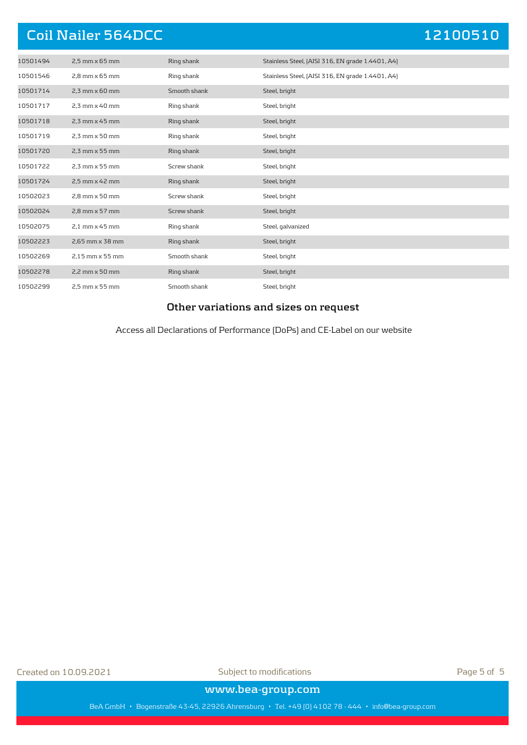| | | | |
|---|---|---|---|
| 10501494 | 2,5 mm x 65 mm | Ring shank | Stainless Steel, (AISI 316, EN grade 1.4401, A4) |
| 10501546 | 2,8 mm x 65 mm | Ring shank | Stainless Steel, (AISI 316, EN grade 1.4401, A4) |
| 10501714 | 2,3 mm x 60 mm | Smooth shank | Steel, bright |
| 10501717 | 2,3 mm x 40 mm | Ring shank | Steel, bright |
| 10501718 | 2,3 mm x 45 mm | Ring shank | Steel, bright |
| 10501719 | 2,3 mm x 50 mm | Ring shank | Steel, bright |
| 10501720 | 2,3 mm x 55 mm | Ring shank | Steel, bright |
| 10501722 | 2,3 mm x 55 mm | Screw shank | Steel, bright |
| 10501724 | 2,5 mm x 42 mm | Ring shank | Steel, bright |
| 10502023 | 2,8 mm x 50 mm | Screw shank | Steel, bright |
| 10502024 | 2,8 mm x 57 mm | Screw shank | Steel, bright |
| 10502075 | 2,1 mm x 45 mm | Ring shank | Steel, galvanized |
| 10502223 | 2,65 mm x 38 mm | Ring shank | Steel, bright |
| 10502269 | 2,15 mm x 55 mm | Smooth shank | Steel, bright |
| 10502278 | 2,2 mm x 50 mm | Ring shank | Steel, bright |
| 10502299 | 2,5 mm x 55 mm | Smooth shank | Steel, bright |

## Other variations and sizes on request

Access all Declarations of Performance (DoPs) and CE-Label on our website